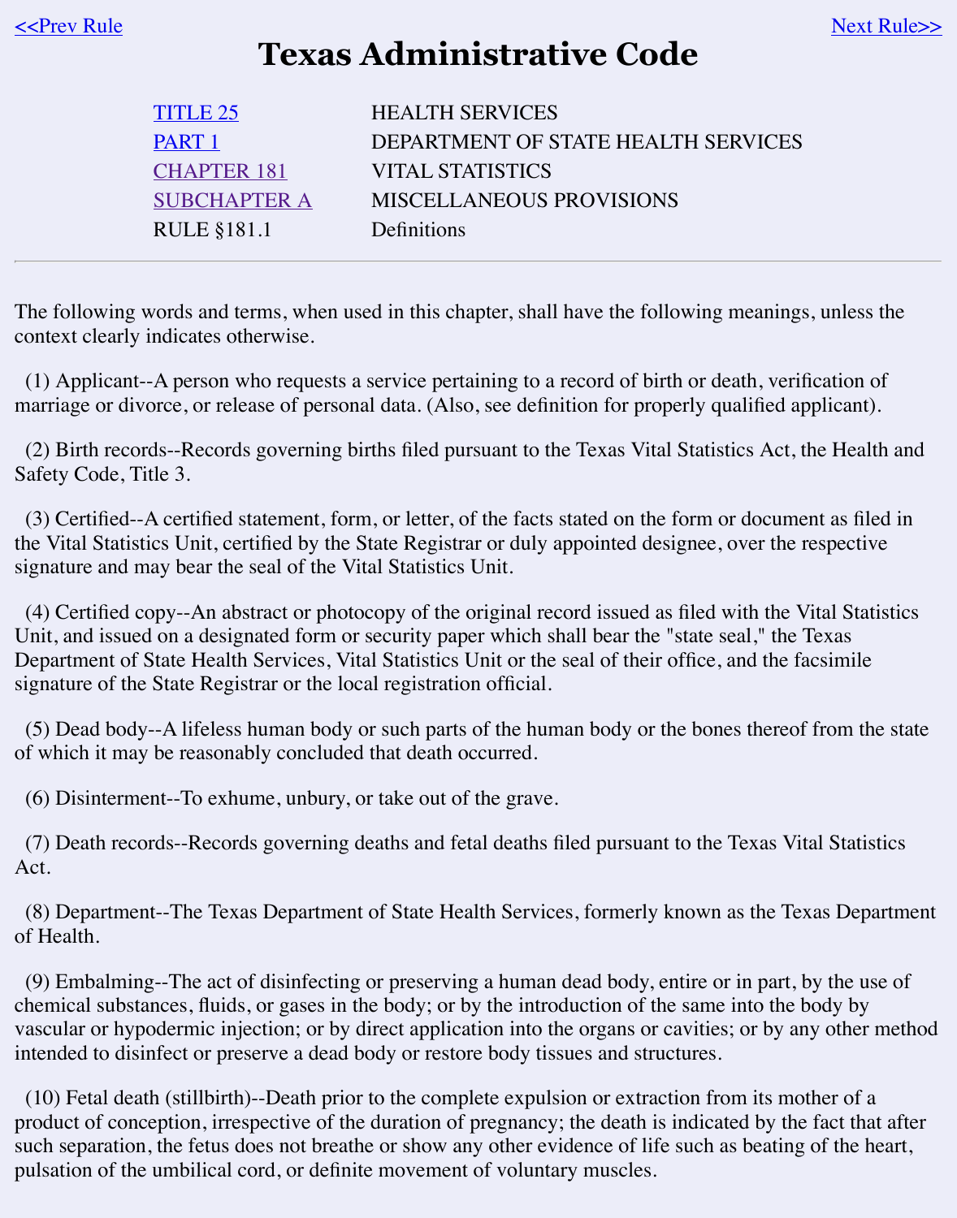<<Prev Rule Next Rule>>

# Texas Administrative Code

| | |
|---|---|
| TITLE 25 | HEALTH SERVICES |
| PART 1 | DEPARTMENT OF STATE HEALTH SERVICES |
| CHAPTER 181 | VITAL STATISTICS |
| SUBCHAPTER A | MISCELLANEOUS PROVISIONS |
| RULE §181.1 | Definitions |

---

The following words and terms, when used in this chapter, shall have the following meanings, unless the context clearly indicates otherwise.

(1) Applicant--A person who requests a service pertaining to a record of birth or death, verification of marriage or divorce, or release of personal data. (Also, see definition for properly qualified applicant).

(2) Birth records--Records governing births filed pursuant to the Texas Vital Statistics Act, the Health and Safety Code, Title 3.

(3) Certified--A certified statement, form, or letter, of the facts stated on the form or document as filed in the Vital Statistics Unit, certified by the State Registrar or duly appointed designee, over the respective signature and may bear the seal of the Vital Statistics Unit.

(4) Certified copy--An abstract or photocopy of the original record issued as filed with the Vital Statistics Unit, and issued on a designated form or security paper which shall bear the "state seal," the Texas Department of State Health Services, Vital Statistics Unit or the seal of their office, and the facsimile signature of the State Registrar or the local registration official.

(5) Dead body--A lifeless human body or such parts of the human body or the bones thereof from the state of which it may be reasonably concluded that death occurred.

(6) Disinterment--To exhume, unbury, or take out of the grave.

(7) Death records--Records governing deaths and fetal deaths filed pursuant to the Texas Vital Statistics Act.

(8) Department--The Texas Department of State Health Services, formerly known as the Texas Department of Health.

(9) Embalming--The act of disinfecting or preserving a human dead body, entire or in part, by the use of chemical substances, fluids, or gases in the body; or by the introduction of the same into the body by vascular or hypodermic injection; or by direct application into the organs or cavities; or by any other method intended to disinfect or preserve a dead body or restore body tissues and structures.

(10) Fetal death (stillbirth)--Death prior to the complete expulsion or extraction from its mother of a product of conception, irrespective of the duration of pregnancy; the death is indicated by the fact that after such separation, the fetus does not breathe or show any other evidence of life such as beating of the heart, pulsation of the umbilical cord, or definite movement of voluntary muscles.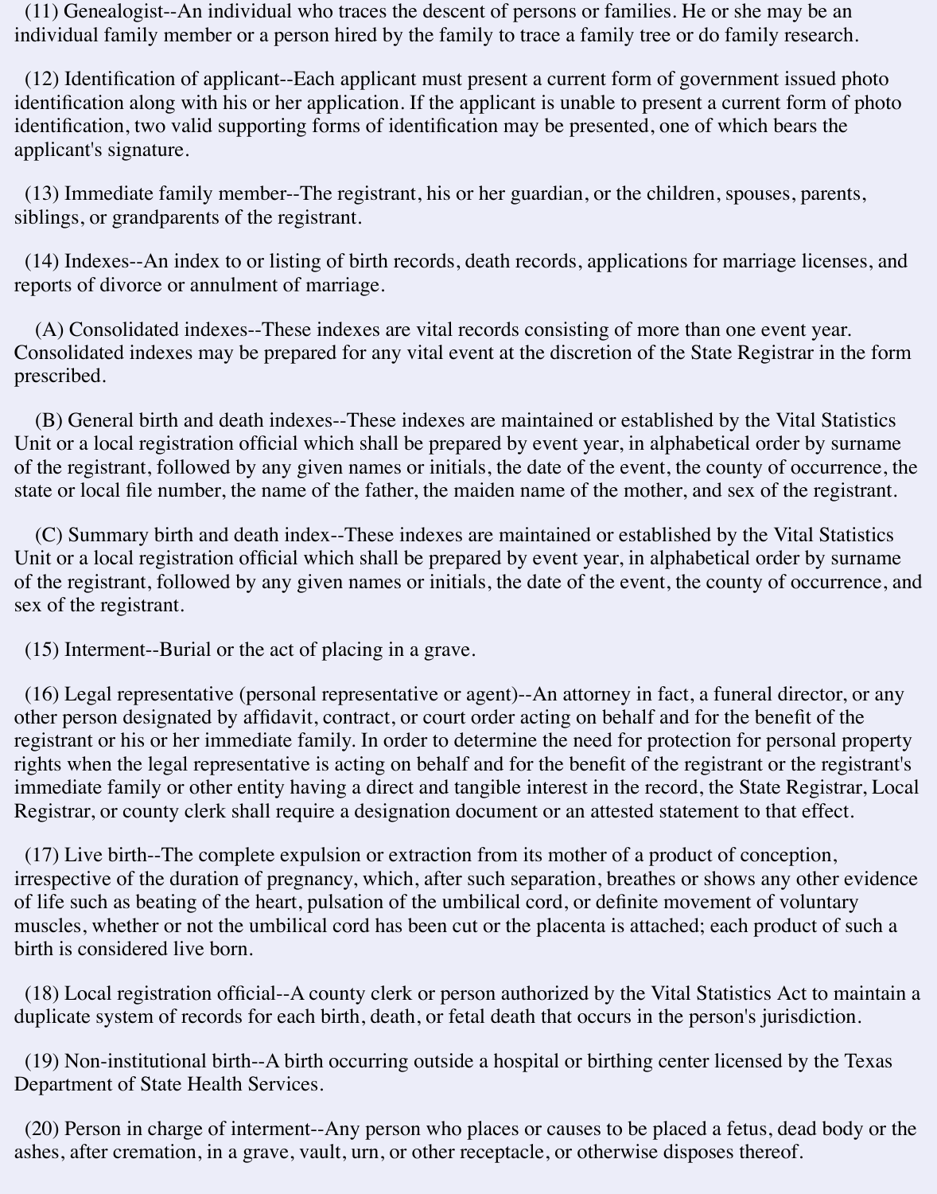(11) Genealogist--An individual who traces the descent of persons or families. He or she may be an individual family member or a person hired by the family to trace a family tree or do family research.

(12) Identification of applicant--Each applicant must present a current form of government issued photo identification along with his or her application. If the applicant is unable to present a current form of photo identification, two valid supporting forms of identification may be presented, one of which bears the applicant's signature.

(13) Immediate family member--The registrant, his or her guardian, or the children, spouses, parents, siblings, or grandparents of the registrant.

(14) Indexes--An index to or listing of birth records, death records, applications for marriage licenses, and reports of divorce or annulment of marriage.

(A) Consolidated indexes--These indexes are vital records consisting of more than one event year. Consolidated indexes may be prepared for any vital event at the discretion of the State Registrar in the form prescribed.

(B) General birth and death indexes--These indexes are maintained or established by the Vital Statistics Unit or a local registration official which shall be prepared by event year, in alphabetical order by surname of the registrant, followed by any given names or initials, the date of the event, the county of occurrence, the state or local file number, the name of the father, the maiden name of the mother, and sex of the registrant.

(C) Summary birth and death index--These indexes are maintained or established by the Vital Statistics Unit or a local registration official which shall be prepared by event year, in alphabetical order by surname of the registrant, followed by any given names or initials, the date of the event, the county of occurrence, and sex of the registrant.

(15) Interment--Burial or the act of placing in a grave.

(16) Legal representative (personal representative or agent)--An attorney in fact, a funeral director, or any other person designated by affidavit, contract, or court order acting on behalf and for the benefit of the registrant or his or her immediate family. In order to determine the need for protection for personal property rights when the legal representative is acting on behalf and for the benefit of the registrant or the registrant's immediate family or other entity having a direct and tangible interest in the record, the State Registrar, Local Registrar, or county clerk shall require a designation document or an attested statement to that effect.

(17) Live birth--The complete expulsion or extraction from its mother of a product of conception, irrespective of the duration of pregnancy, which, after such separation, breathes or shows any other evidence of life such as beating of the heart, pulsation of the umbilical cord, or definite movement of voluntary muscles, whether or not the umbilical cord has been cut or the placenta is attached; each product of such a birth is considered live born.

(18) Local registration official--A county clerk or person authorized by the Vital Statistics Act to maintain a duplicate system of records for each birth, death, or fetal death that occurs in the person's jurisdiction.

(19) Non-institutional birth--A birth occurring outside a hospital or birthing center licensed by the Texas Department of State Health Services.

(20) Person in charge of interment--Any person who places or causes to be placed a fetus, dead body or the ashes, after cremation, in a grave, vault, urn, or other receptacle, or otherwise disposes thereof.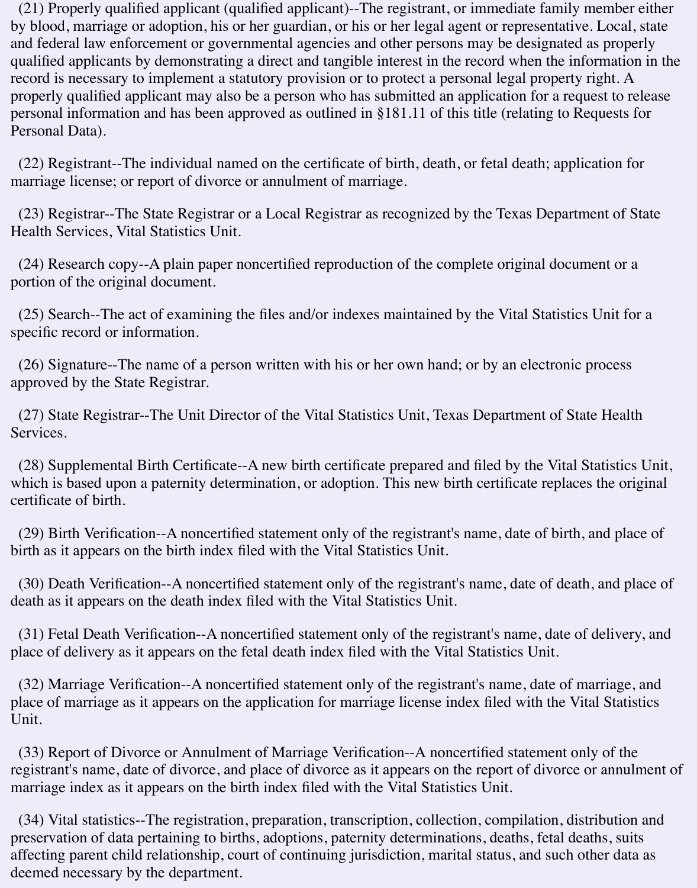(21) Properly qualified applicant (qualified applicant)--The registrant, or immediate family member either by blood, marriage or adoption, his or her guardian, or his or her legal agent or representative. Local, state and federal law enforcement or governmental agencies and other persons may be designated as properly qualified applicants by demonstrating a direct and tangible interest in the record when the information in the record is necessary to implement a statutory provision or to protect a personal legal property right. A properly qualified applicant may also be a person who has submitted an application for a request to release personal information and has been approved as outlined in §181.11 of this title (relating to Requests for Personal Data).

(22) Registrant--The individual named on the certificate of birth, death, or fetal death; application for marriage license; or report of divorce or annulment of marriage.

(23) Registrar--The State Registrar or a Local Registrar as recognized by the Texas Department of State Health Services, Vital Statistics Unit.

(24) Research copy--A plain paper noncertified reproduction of the complete original document or a portion of the original document.

(25) Search--The act of examining the files and/or indexes maintained by the Vital Statistics Unit for a specific record or information.

(26) Signature--The name of a person written with his or her own hand; or by an electronic process approved by the State Registrar.

(27) State Registrar--The Unit Director of the Vital Statistics Unit, Texas Department of State Health Services.

(28) Supplemental Birth Certificate--A new birth certificate prepared and filed by the Vital Statistics Unit, which is based upon a paternity determination, or adoption. This new birth certificate replaces the original certificate of birth.

(29) Birth Verification--A noncertified statement only of the registrant's name, date of birth, and place of birth as it appears on the birth index filed with the Vital Statistics Unit.

(30) Death Verification--A noncertified statement only of the registrant's name, date of death, and place of death as it appears on the death index filed with the Vital Statistics Unit.

(31) Fetal Death Verification--A noncertified statement only of the registrant's name, date of delivery, and place of delivery as it appears on the fetal death index filed with the Vital Statistics Unit.

(32) Marriage Verification--A noncertified statement only of the registrant's name, date of marriage, and place of marriage as it appears on the application for marriage license index filed with the Vital Statistics Unit.

(33) Report of Divorce or Annulment of Marriage Verification--A noncertified statement only of the registrant's name, date of divorce, and place of divorce as it appears on the report of divorce or annulment of marriage index as it appears on the birth index filed with the Vital Statistics Unit.

(34) Vital statistics--The registration, preparation, transcription, collection, compilation, distribution and preservation of data pertaining to births, adoptions, paternity determinations, deaths, fetal deaths, suits affecting parent child relationship, court of continuing jurisdiction, marital status, and such other data as deemed necessary by the department.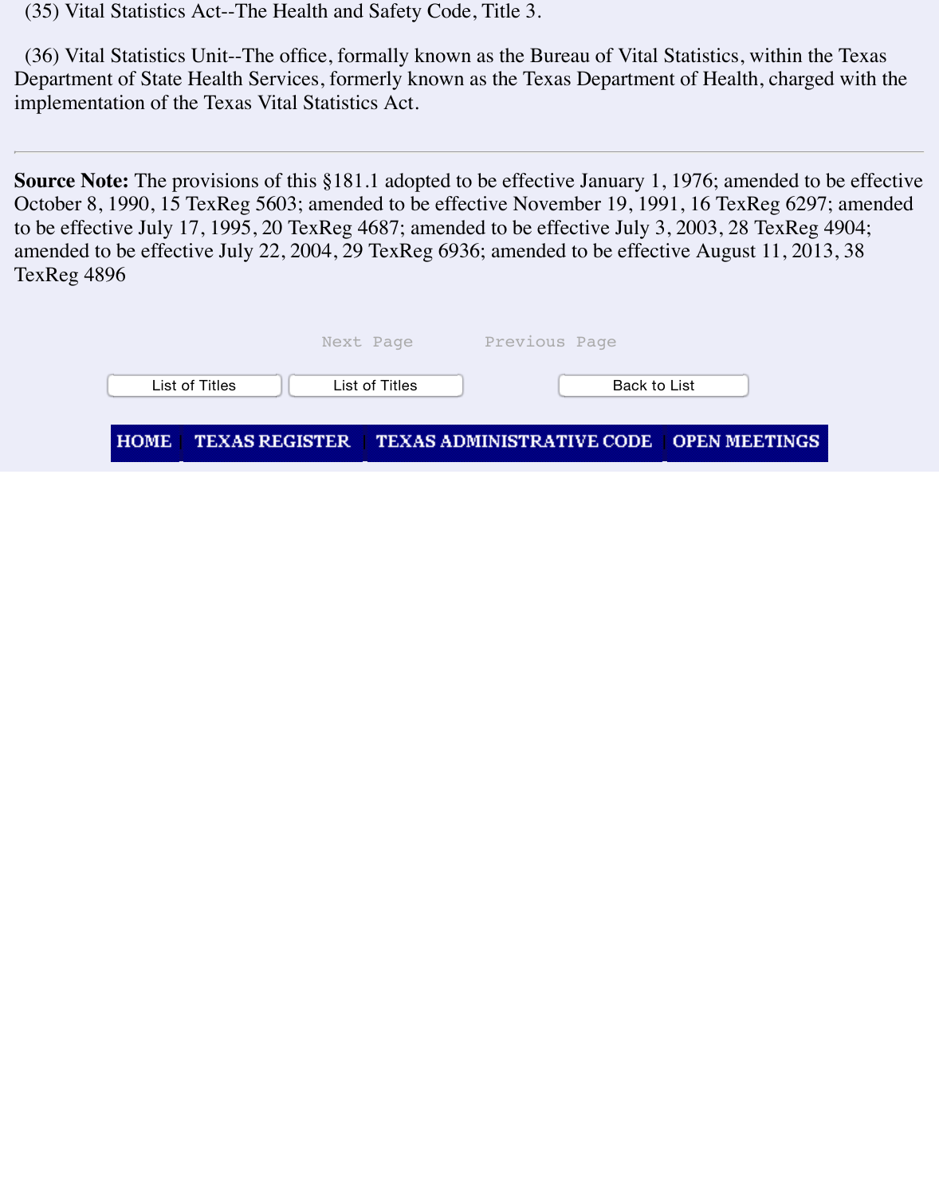(35) Vital Statistics Act--The Health and Safety Code, Title 3.

(36) Vital Statistics Unit--The office, formally known as the Bureau of Vital Statistics, within the Texas Department of State Health Services, formerly known as the Texas Department of Health, charged with the implementation of the Texas Vital Statistics Act.

---

**Source Note:** The provisions of this §181.1 adopted to be effective January 1, 1976; amended to be effective October 8, 1990, 15 TexReg 5603; amended to be effective November 19, 1991, 16 TexReg 6297; amended to be effective July 17, 1995, 20 TexReg 4687; amended to be effective July 3, 2003, 28 TexReg 4904; amended to be effective July 22, 2004, 29 TexReg 6936; amended to be effective August 11, 2013, 38 TexReg 4896